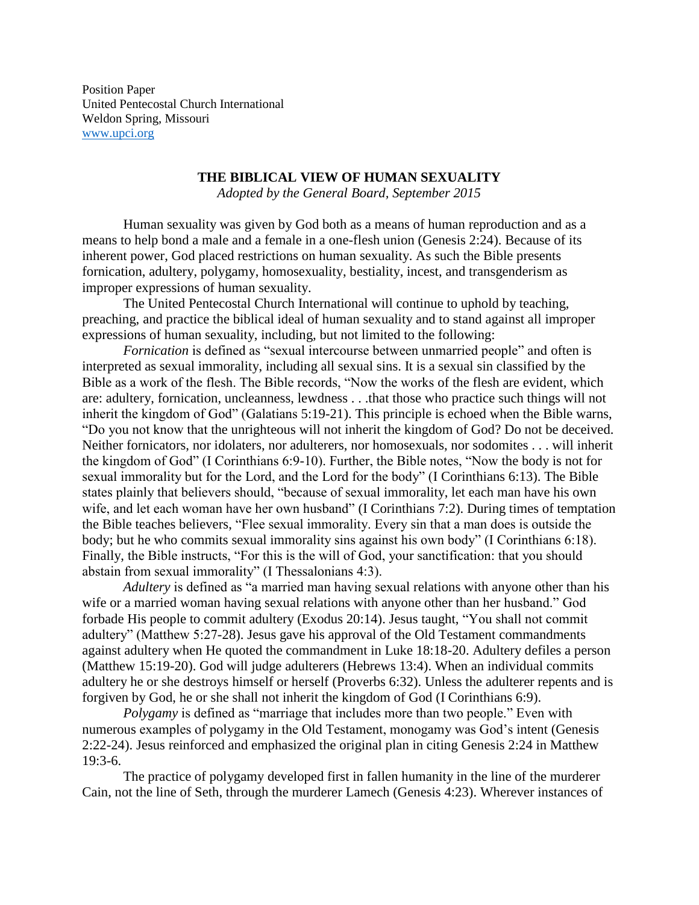Position Paper
United Pentecostal Church International
Weldon Spring, Missouri
www.upci.org

## THE BIBLICAL VIEW OF HUMAN SEXUALITY

*Adopted by the General Board, September 2015*

Human sexuality was given by God both as a means of human reproduction and as a means to help bond a male and a female in a one-flesh union (Genesis 2:24). Because of its inherent power, God placed restrictions on human sexuality. As such the Bible presents fornication, adultery, polygamy, homosexuality, bestiality, incest, and transgenderism as improper expressions of human sexuality.

The United Pentecostal Church International will continue to uphold by teaching, preaching, and practice the biblical ideal of human sexuality and to stand against all improper expressions of human sexuality, including, but not limited to the following:

*Fornication* is defined as "sexual intercourse between unmarried people" and often is interpreted as sexual immorality, including all sexual sins. It is a sexual sin classified by the Bible as a work of the flesh. The Bible records, "Now the works of the flesh are evident, which are: adultery, fornication, uncleanness, lewdness . . .that those who practice such things will not inherit the kingdom of God" (Galatians 5:19-21). This principle is echoed when the Bible warns, "Do you not know that the unrighteous will not inherit the kingdom of God? Do not be deceived. Neither fornicators, nor idolaters, nor adulterers, nor homosexuals, nor sodomites . . . will inherit the kingdom of God" (I Corinthians 6:9-10). Further, the Bible notes, "Now the body is not for sexual immorality but for the Lord, and the Lord for the body" (I Corinthians 6:13). The Bible states plainly that believers should, "because of sexual immorality, let each man have his own wife, and let each woman have her own husband" (I Corinthians 7:2). During times of temptation the Bible teaches believers, "Flee sexual immorality. Every sin that a man does is outside the body; but he who commits sexual immorality sins against his own body" (I Corinthians 6:18). Finally, the Bible instructs, "For this is the will of God, your sanctification: that you should abstain from sexual immorality" (I Thessalonians 4:3).

*Adultery* is defined as "a married man having sexual relations with anyone other than his wife or a married woman having sexual relations with anyone other than her husband." God forbade His people to commit adultery (Exodus 20:14). Jesus taught, "You shall not commit adultery" (Matthew 5:27-28). Jesus gave his approval of the Old Testament commandments against adultery when He quoted the commandment in Luke 18:18-20. Adultery defiles a person (Matthew 15:19-20). God will judge adulterers (Hebrews 13:4). When an individual commits adultery he or she destroys himself or herself (Proverbs 6:32). Unless the adulterer repents and is forgiven by God, he or she shall not inherit the kingdom of God (I Corinthians 6:9).

*Polygamy* is defined as "marriage that includes more than two people." Even with numerous examples of polygamy in the Old Testament, monogamy was God's intent (Genesis 2:22-24). Jesus reinforced and emphasized the original plan in citing Genesis 2:24 in Matthew 19:3-6.

The practice of polygamy developed first in fallen humanity in the line of the murderer Cain, not the line of Seth, through the murderer Lamech (Genesis 4:23). Wherever instances of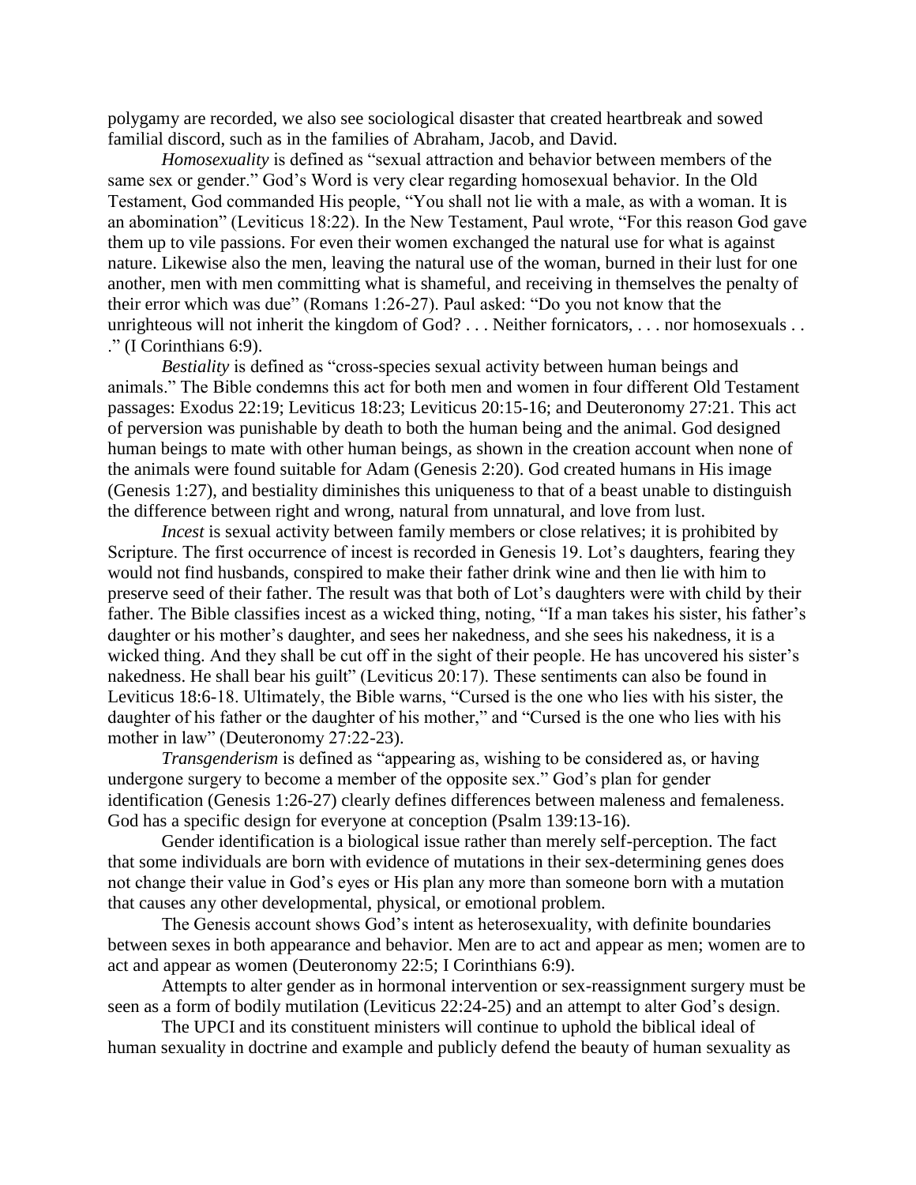polygamy are recorded, we also see sociological disaster that created heartbreak and sowed familial discord, such as in the families of Abraham, Jacob, and David.

*Homosexuality* is defined as "sexual attraction and behavior between members of the same sex or gender." God's Word is very clear regarding homosexual behavior. In the Old Testament, God commanded His people, "You shall not lie with a male, as with a woman. It is an abomination" (Leviticus 18:22). In the New Testament, Paul wrote, "For this reason God gave them up to vile passions. For even their women exchanged the natural use for what is against nature. Likewise also the men, leaving the natural use of the woman, burned in their lust for one another, men with men committing what is shameful, and receiving in themselves the penalty of their error which was due" (Romans 1:26-27). Paul asked: "Do you not know that the unrighteous will not inherit the kingdom of God? . . . Neither fornicators, . . . nor homosexuals . . ." (I Corinthians 6:9).

*Bestiality* is defined as "cross-species sexual activity between human beings and animals." The Bible condemns this act for both men and women in four different Old Testament passages: Exodus 22:19; Leviticus 18:23; Leviticus 20:15-16; and Deuteronomy 27:21. This act of perversion was punishable by death to both the human being and the animal. God designed human beings to mate with other human beings, as shown in the creation account when none of the animals were found suitable for Adam (Genesis 2:20). God created humans in His image (Genesis 1:27), and bestiality diminishes this uniqueness to that of a beast unable to distinguish the difference between right and wrong, natural from unnatural, and love from lust.

*Incest* is sexual activity between family members or close relatives; it is prohibited by Scripture. The first occurrence of incest is recorded in Genesis 19. Lot's daughters, fearing they would not find husbands, conspired to make their father drink wine and then lie with him to preserve seed of their father. The result was that both of Lot's daughters were with child by their father. The Bible classifies incest as a wicked thing, noting, "If a man takes his sister, his father's daughter or his mother's daughter, and sees her nakedness, and she sees his nakedness, it is a wicked thing. And they shall be cut off in the sight of their people. He has uncovered his sister's nakedness. He shall bear his guilt" (Leviticus 20:17). These sentiments can also be found in Leviticus 18:6-18. Ultimately, the Bible warns, "Cursed is the one who lies with his sister, the daughter of his father or the daughter of his mother," and "Cursed is the one who lies with his mother in law" (Deuteronomy 27:22-23).

*Transgenderism* is defined as "appearing as, wishing to be considered as, or having undergone surgery to become a member of the opposite sex." God's plan for gender identification (Genesis 1:26-27) clearly defines differences between maleness and femaleness. God has a specific design for everyone at conception (Psalm 139:13-16).

Gender identification is a biological issue rather than merely self-perception. The fact that some individuals are born with evidence of mutations in their sex-determining genes does not change their value in God's eyes or His plan any more than someone born with a mutation that causes any other developmental, physical, or emotional problem.

The Genesis account shows God's intent as heterosexuality, with definite boundaries between sexes in both appearance and behavior. Men are to act and appear as men; women are to act and appear as women (Deuteronomy 22:5; I Corinthians 6:9).

Attempts to alter gender as in hormonal intervention or sex-reassignment surgery must be seen as a form of bodily mutilation (Leviticus 22:24-25) and an attempt to alter God's design.

The UPCI and its constituent ministers will continue to uphold the biblical ideal of human sexuality in doctrine and example and publicly defend the beauty of human sexuality as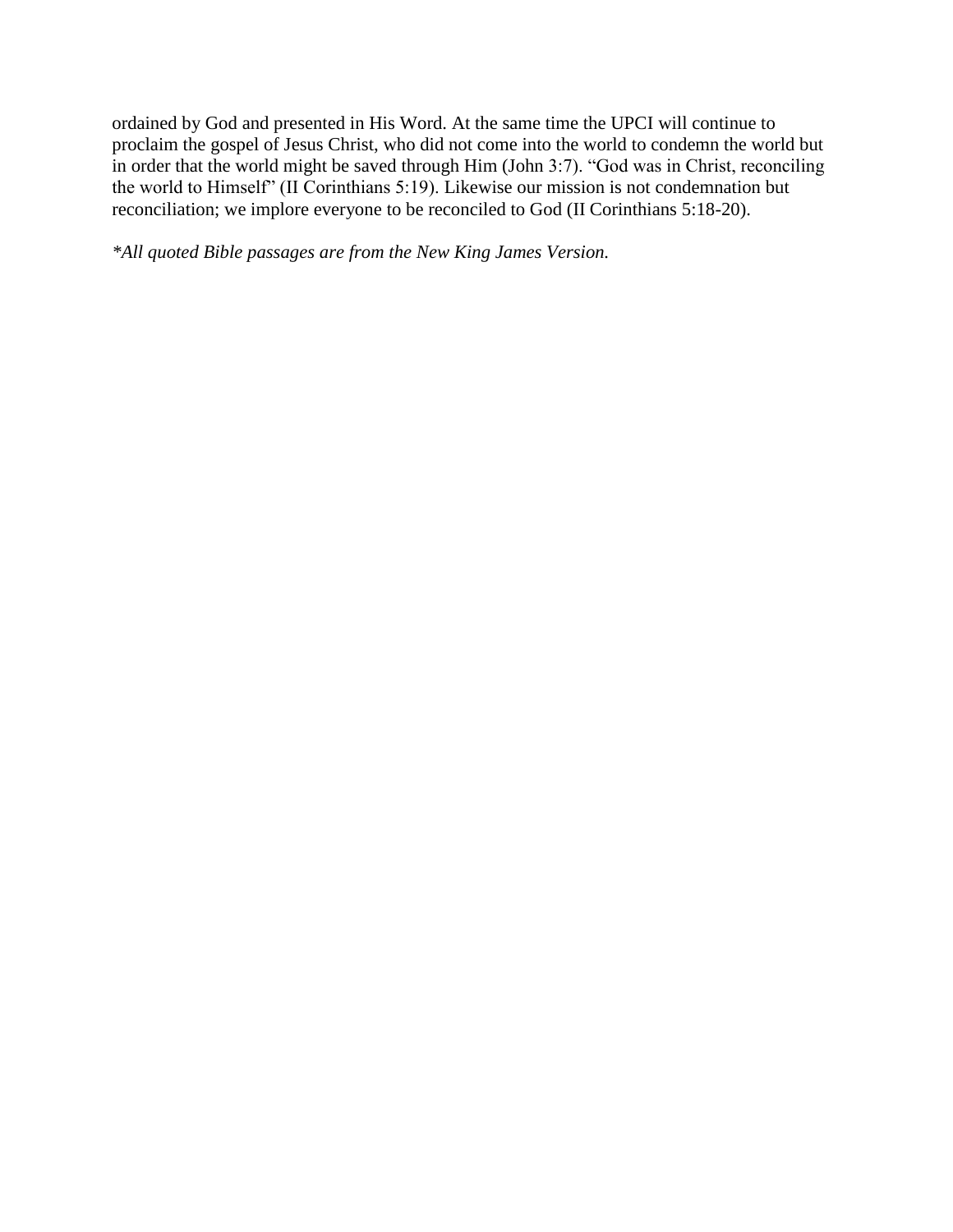ordained by God and presented in His Word. At the same time the UPCI will continue to proclaim the gospel of Jesus Christ, who did not come into the world to condemn the world but in order that the world might be saved through Him (John 3:7). "God was in Christ, reconciling the world to Himself" (II Corinthians 5:19). Likewise our mission is not condemnation but reconciliation; we implore everyone to be reconciled to God (II Corinthians 5:18-20).

*\*All quoted Bible passages are from the New King James Version.*